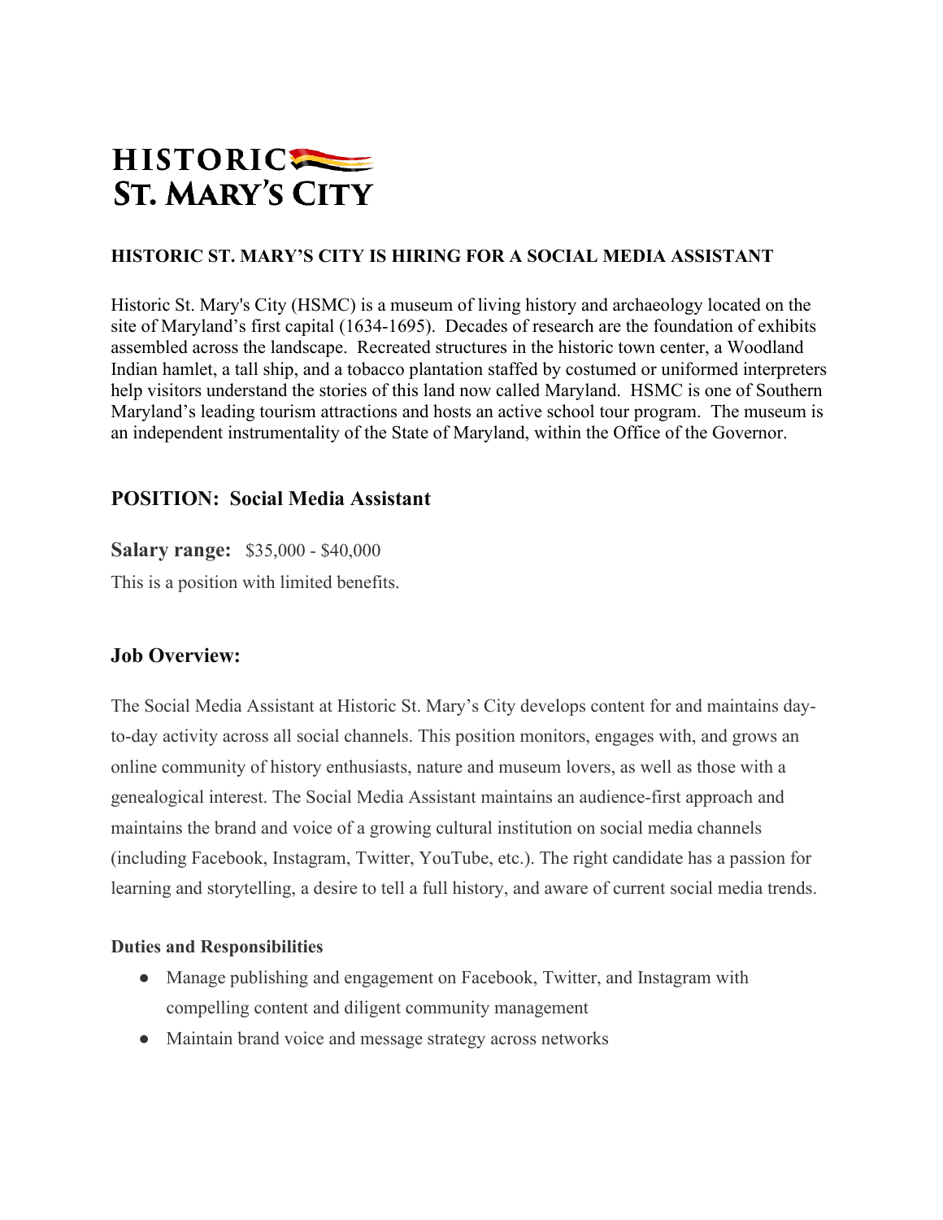HISTORIC ST. MARY'S CITY

**HISTORIC ST. MARY'S CITY IS HIRING FOR A SOCIAL MEDIA ASSISTANT**

Historic St. Mary's City (HSMC) is a museum of living history and archaeology located on the site of Maryland's first capital (1634-1695). Decades of research are the foundation of exhibits assembled across the landscape. Recreated structures in the historic town center, a Woodland Indian hamlet, a tall ship, and a tobacco plantation staffed by costumed or uniformed interpreters help visitors understand the stories of this land now called Maryland. HSMC is one of Southern Maryland's leading tourism attractions and hosts an active school tour program. The museum is an independent instrumentality of the State of Maryland, within the Office of the Governor.

## POSITION: Social Media Assistant

**Salary range:** $35,000 - $40,000

This is a position with limited benefits.

## Job Overview:

The Social Media Assistant at Historic St. Mary's City develops content for and maintains day-to-day activity across all social channels. This position monitors, engages with, and grows an online community of history enthusiasts, nature and museum lovers, as well as those with a genealogical interest. The Social Media Assistant maintains an audience-first approach and maintains the brand and voice of a growing cultural institution on social media channels (including Facebook, Instagram, Twitter, YouTube, etc.). The right candidate has a passion for learning and storytelling, a desire to tell a full history, and aware of current social media trends.

**Duties and Responsibilities**

- Manage publishing and engagement on Facebook, Twitter, and Instagram with compelling content and diligent community management
- Maintain brand voice and message strategy across networks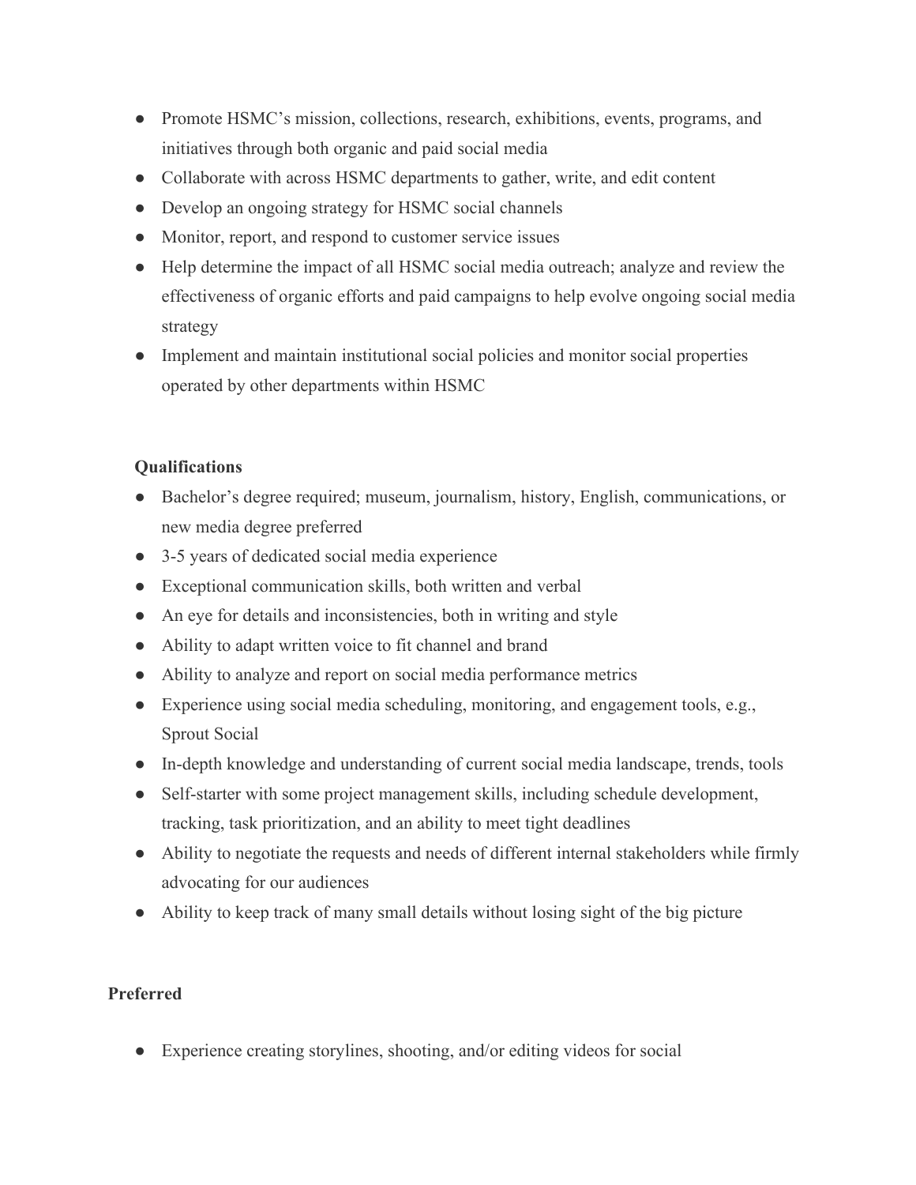- Promote HSMC's mission, collections, research, exhibitions, events, programs, and initiatives through both organic and paid social media
- Collaborate with across HSMC departments to gather, write, and edit content
- Develop an ongoing strategy for HSMC social channels
- Monitor, report, and respond to customer service issues
- Help determine the impact of all HSMC social media outreach; analyze and review the effectiveness of organic efforts and paid campaigns to help evolve ongoing social media strategy
- Implement and maintain institutional social policies and monitor social properties operated by other departments within HSMC

**Qualifications**

- Bachelor's degree required; museum, journalism, history, English, communications, or new media degree preferred
- 3-5 years of dedicated social media experience
- Exceptional communication skills, both written and verbal
- An eye for details and inconsistencies, both in writing and style
- Ability to adapt written voice to fit channel and brand
- Ability to analyze and report on social media performance metrics
- Experience using social media scheduling, monitoring, and engagement tools, e.g., Sprout Social
- In-depth knowledge and understanding of current social media landscape, trends, tools
- Self-starter with some project management skills, including schedule development, tracking, task prioritization, and an ability to meet tight deadlines
- Ability to negotiate the requests and needs of different internal stakeholders while firmly advocating for our audiences
- Ability to keep track of many small details without losing sight of the big picture

**Preferred**

- Experience creating storylines, shooting, and/or editing videos for social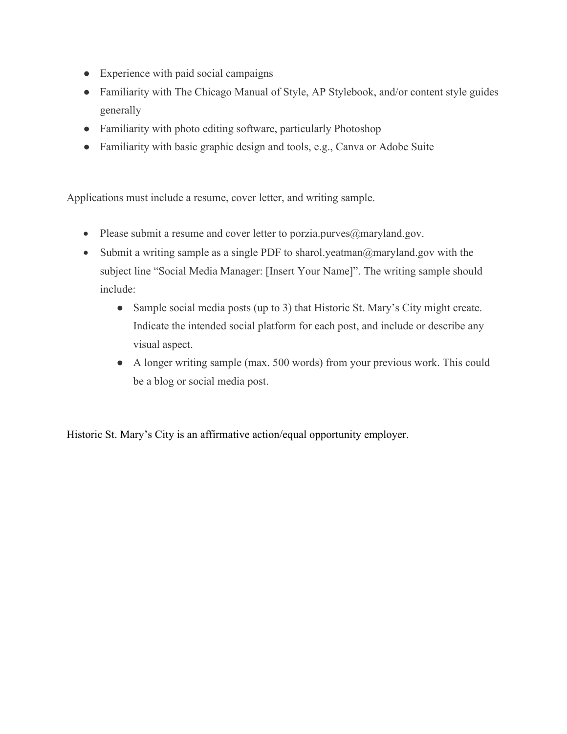- Experience with paid social campaigns
- Familiarity with The Chicago Manual of Style, AP Stylebook, and/or content style guides generally
- Familiarity with photo editing software, particularly Photoshop
- Familiarity with basic graphic design and tools, e.g., Canva or Adobe Suite

Applications must include a resume, cover letter, and writing sample.

- Please submit a resume and cover letter to porzia.purves@maryland.gov.
- Submit a writing sample as a single PDF to sharol.yeatman@maryland.gov with the subject line "Social Media Manager: [Insert Your Name]". The writing sample should include:
  - Sample social media posts (up to 3) that Historic St. Mary's City might create. Indicate the intended social platform for each post, and include or describe any visual aspect.
  - A longer writing sample (max. 500 words) from your previous work. This could be a blog or social media post.

Historic St. Mary's City is an affirmative action/equal opportunity employer.